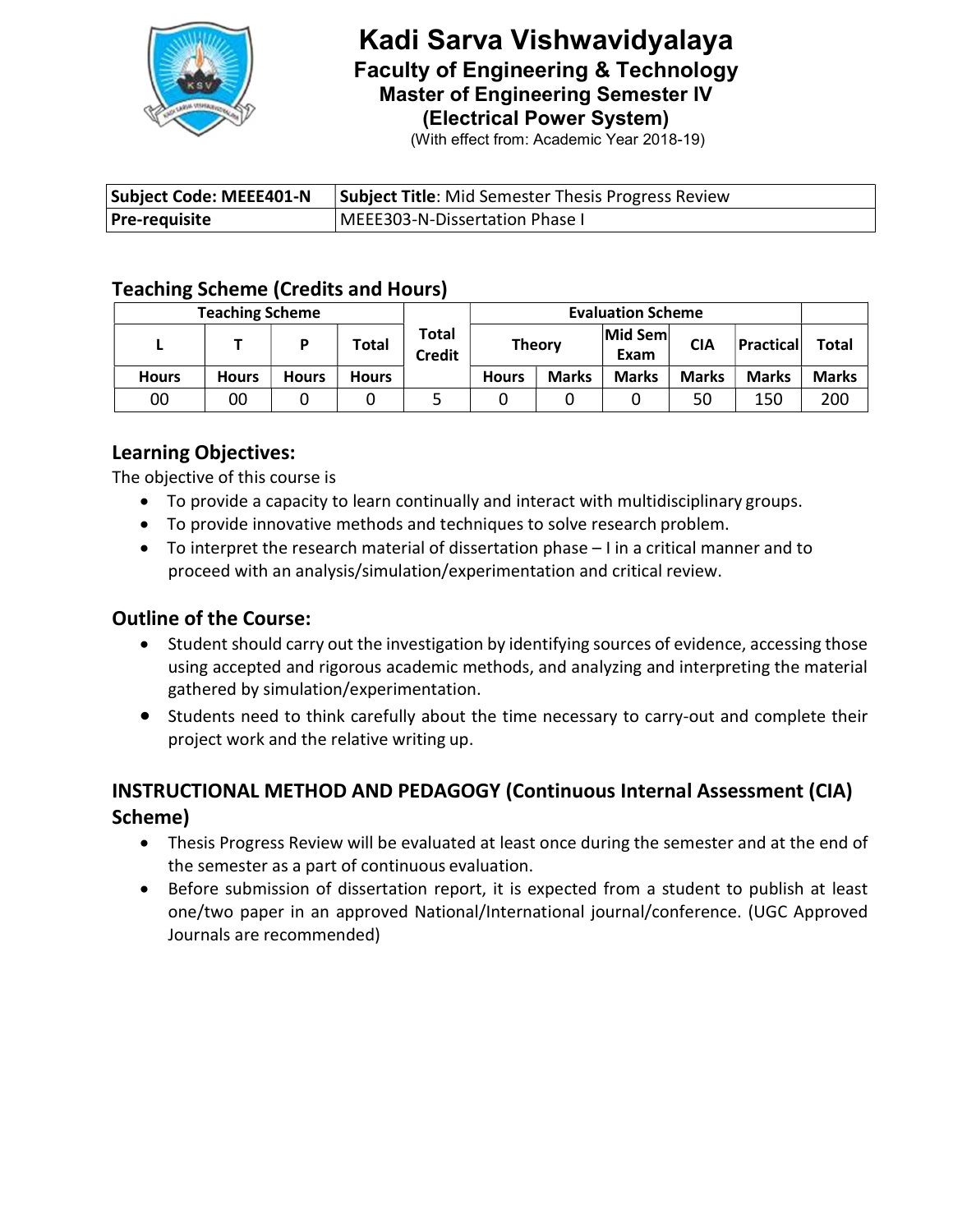# Kadi Sarva Vishwavidyalaya

## Faculty of Engineering & Technology

### Master of Engineering Semester IV

### (Electrical Power System)

(With effect from: Academic Year 2018-19)

| **Subject Code: MEEE401-N** | **Subject Title**: Mid Semester Thesis Progress Review |
|---|---|
| **Pre-requisite** | MEEE303-N-Dissertation Phase I |

## Teaching Scheme (Credits and Hours)

| Teaching Scheme | | | | Total Credit | Evaluation Scheme | | | | | |
|---|---|---|---|---|---|---|---|---|---|---|
| L | T | P | Total | | Theory | | Mid Sem Exam | CIA | Practical | Total |
| Hours | Hours | Hours | Hours | | Hours | Marks | Marks | Marks | Marks | Marks |
| 00 | 00 | 0 | 0 | 5 | 0 | 0 | 0 | 50 | 150 | 200 |

## Learning Objectives:

The objective of this course is

- To provide a capacity to learn continually and interact with multidisciplinary groups.
- To provide innovative methods and techniques to solve research problem.
- To interpret the research material of dissertation phase – I in a critical manner and to proceed with an analysis/simulation/experimentation and critical review.

## Outline of the Course:

- Student should carry out the investigation by identifying sources of evidence, accessing those using accepted and rigorous academic methods, and analyzing and interpreting the material gathered by simulation/experimentation.
- Students need to think carefully about the time necessary to carry-out and complete their project work and the relative writing up.

## INSTRUCTIONAL METHOD AND PEDAGOGY (Continuous Internal Assessment (CIA) Scheme)

- Thesis Progress Review will be evaluated at least once during the semester and at the end of the semester as a part of continuous evaluation.
- Before submission of dissertation report, it is expected from a student to publish at least one/two paper in an approved National/International journal/conference. (UGC Approved Journals are recommended)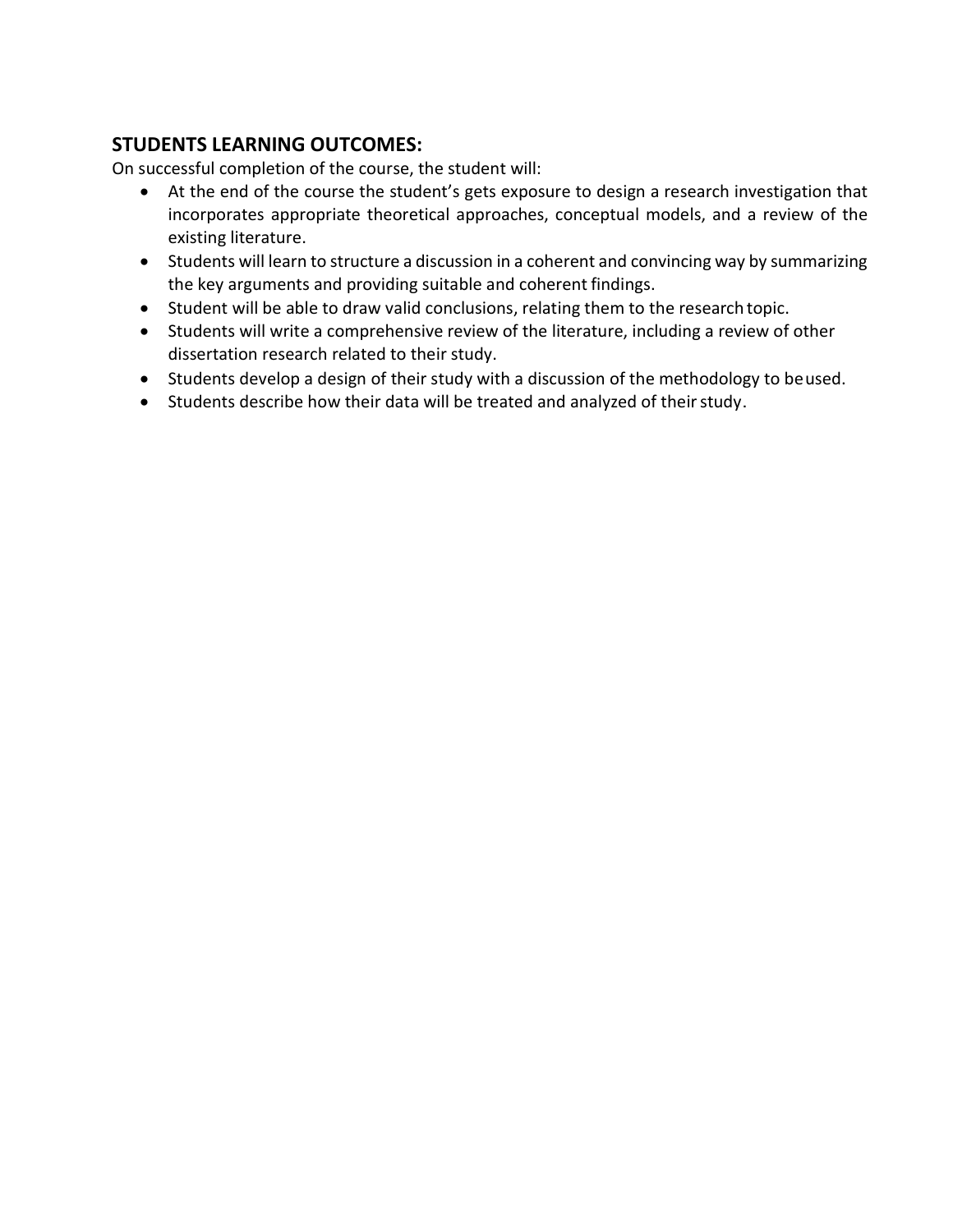## STUDENTS LEARNING OUTCOMES:

On successful completion of the course, the student will:

- At the end of the course the student's gets exposure to design a research investigation that incorporates appropriate theoretical approaches, conceptual models, and a review of the existing literature.
- Students will learn to structure a discussion in a coherent and convincing way by summarizing the key arguments and providing suitable and coherent findings.
- Student will be able to draw valid conclusions, relating them to the research topic.
- Students will write a comprehensive review of the literature, including a review of other dissertation research related to their study.
- Students develop a design of their study with a discussion of the methodology to be used.
- Students describe how their data will be treated and analyzed of their study.